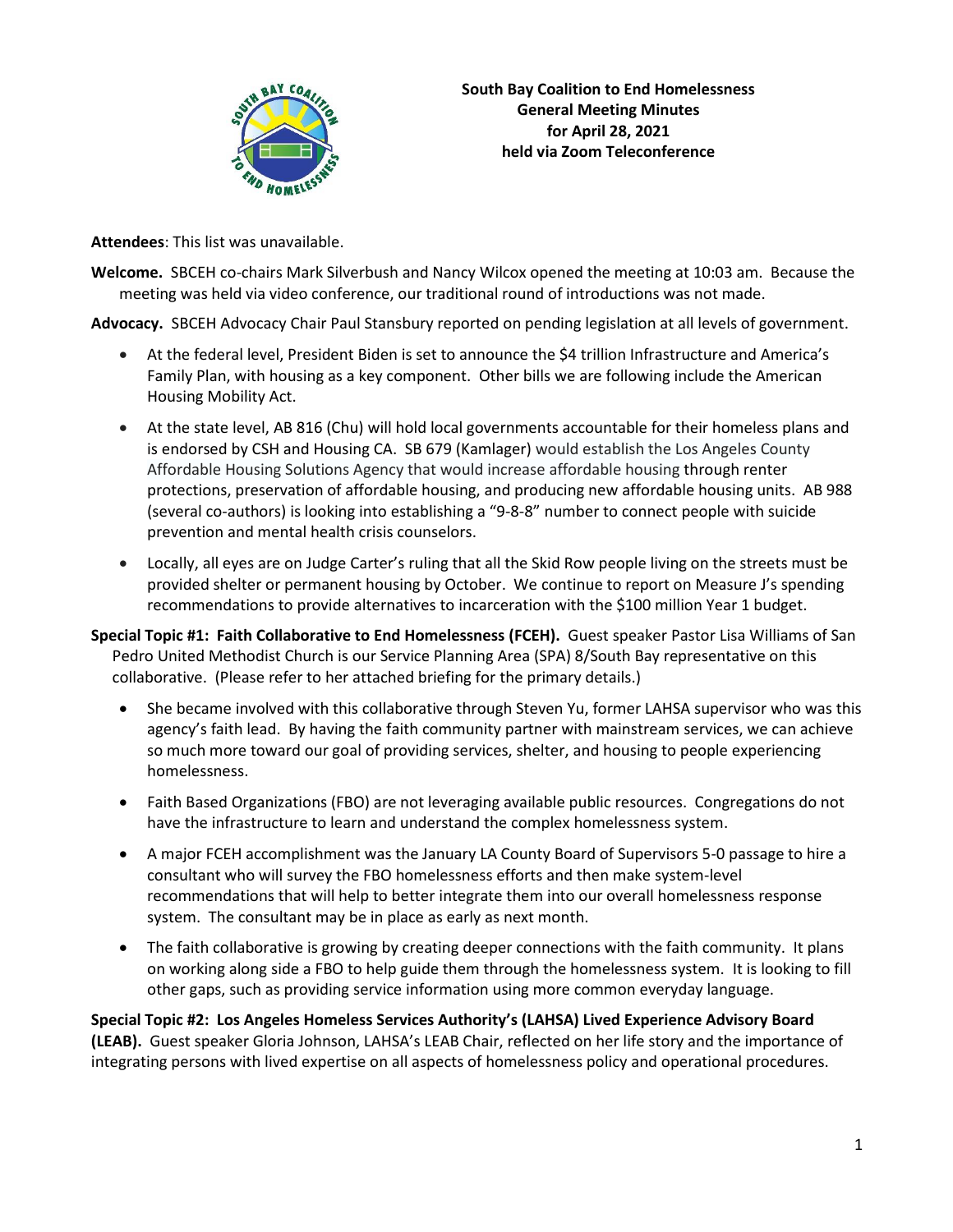**South Bay Coalition to End Homelessness**
**General Meeting Minutes**
**for April 28, 2021**
**held via Zoom Teleconference**

**Attendees**: This list was unavailable.

**Welcome.** SBCEH co-chairs Mark Silverbush and Nancy Wilcox opened the meeting at 10:03 am. Because the meeting was held via video conference, our traditional round of introductions was not made.

**Advocacy.** SBCEH Advocacy Chair Paul Stansbury reported on pending legislation at all levels of government.

- At the federal level, President Biden is set to announce the $4 trillion Infrastructure and America's Family Plan, with housing as a key component. Other bills we are following include the American Housing Mobility Act.
- At the state level, AB 816 (Chu) will hold local governments accountable for their homeless plans and is endorsed by CSH and Housing CA. SB 679 (Kamlager) would establish the Los Angeles County Affordable Housing Solutions Agency that would increase affordable housing through renter protections, preservation of affordable housing, and producing new affordable housing units. AB 988 (several co-authors) is looking into establishing a "9-8-8" number to connect people with suicide prevention and mental health crisis counselors.
- Locally, all eyes are on Judge Carter's ruling that all the Skid Row people living on the streets must be provided shelter or permanent housing by October. We continue to report on Measure J's spending recommendations to provide alternatives to incarceration with the $100 million Year 1 budget.

**Special Topic #1: Faith Collaborative to End Homelessness (FCEH).** Guest speaker Pastor Lisa Williams of San Pedro United Methodist Church is our Service Planning Area (SPA) 8/South Bay representative on this collaborative. (Please refer to her attached briefing for the primary details.)

- She became involved with this collaborative through Steven Yu, former LAHSA supervisor who was this agency's faith lead. By having the faith community partner with mainstream services, we can achieve so much more toward our goal of providing services, shelter, and housing to people experiencing homelessness.
- Faith Based Organizations (FBO) are not leveraging available public resources. Congregations do not have the infrastructure to learn and understand the complex homelessness system.
- A major FCEH accomplishment was the January LA County Board of Supervisors 5-0 passage to hire a consultant who will survey the FBO homelessness efforts and then make system-level recommendations that will help to better integrate them into our overall homelessness response system. The consultant may be in place as early as next month.
- The faith collaborative is growing by creating deeper connections with the faith community. It plans on working along side a FBO to help guide them through the homelessness system. It is looking to fill other gaps, such as providing service information using more common everyday language.

**Special Topic #2: Los Angeles Homeless Services Authority's (LAHSA) Lived Experience Advisory Board (LEAB).** Guest speaker Gloria Johnson, LAHSA's LEAB Chair, reflected on her life story and the importance of integrating persons with lived expertise on all aspects of homelessness policy and operational procedures.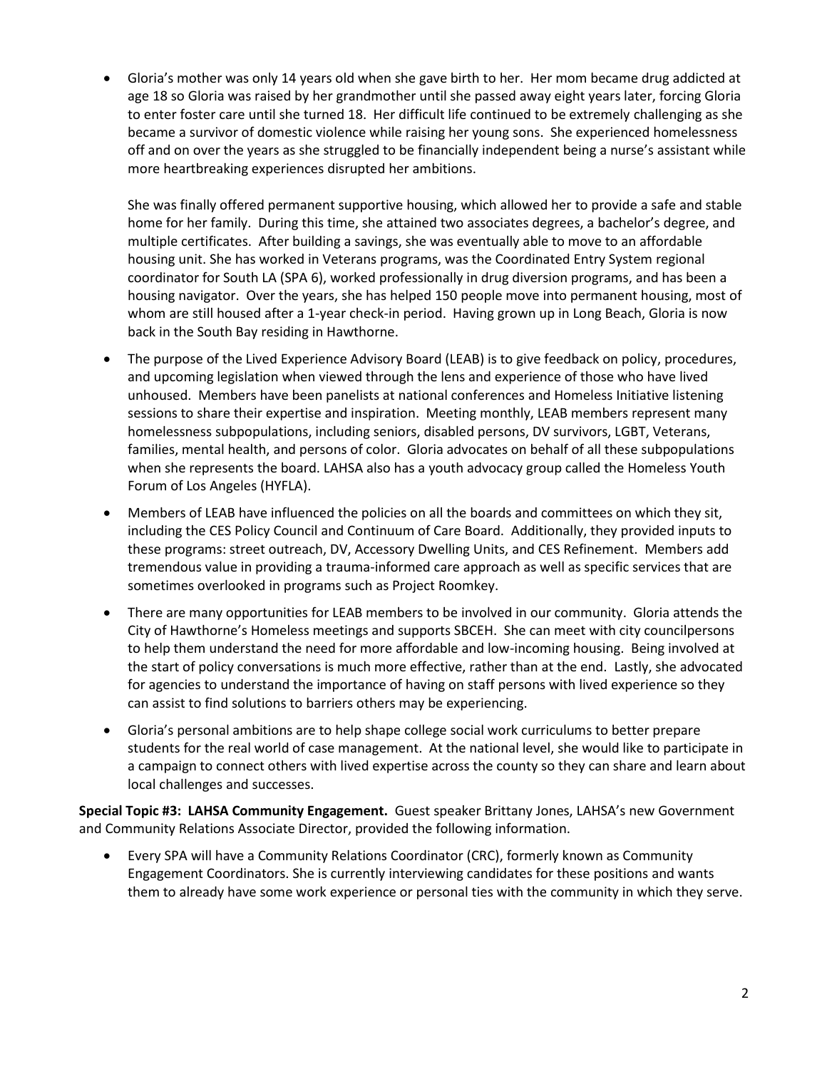- Gloria's mother was only 14 years old when she gave birth to her. Her mom became drug addicted at age 18 so Gloria was raised by her grandmother until she passed away eight years later, forcing Gloria to enter foster care until she turned 18. Her difficult life continued to be extremely challenging as she became a survivor of domestic violence while raising her young sons. She experienced homelessness off and on over the years as she struggled to be financially independent being a nurse's assistant while more heartbreaking experiences disrupted her ambitions.

  She was finally offered permanent supportive housing, which allowed her to provide a safe and stable home for her family. During this time, she attained two associates degrees, a bachelor's degree, and multiple certificates. After building a savings, she was eventually able to move to an affordable housing unit. She has worked in Veterans programs, was the Coordinated Entry System regional coordinator for South LA (SPA 6), worked professionally in drug diversion programs, and has been a housing navigator. Over the years, she has helped 150 people move into permanent housing, most of whom are still housed after a 1-year check-in period. Having grown up in Long Beach, Gloria is now back in the South Bay residing in Hawthorne.

- The purpose of the Lived Experience Advisory Board (LEAB) is to give feedback on policy, procedures, and upcoming legislation when viewed through the lens and experience of those who have lived unhoused. Members have been panelists at national conferences and Homeless Initiative listening sessions to share their expertise and inspiration. Meeting monthly, LEAB members represent many homelessness subpopulations, including seniors, disabled persons, DV survivors, LGBT, Veterans, families, mental health, and persons of color. Gloria advocates on behalf of all these subpopulations when she represents the board. LAHSA also has a youth advocacy group called the Homeless Youth Forum of Los Angeles (HYFLA).

- Members of LEAB have influenced the policies on all the boards and committees on which they sit, including the CES Policy Council and Continuum of Care Board. Additionally, they provided inputs to these programs: street outreach, DV, Accessory Dwelling Units, and CES Refinement. Members add tremendous value in providing a trauma-informed care approach as well as specific services that are sometimes overlooked in programs such as Project Roomkey.

- There are many opportunities for LEAB members to be involved in our community. Gloria attends the City of Hawthorne's Homeless meetings and supports SBCEH. She can meet with city councilpersons to help them understand the need for more affordable and low-incoming housing. Being involved at the start of policy conversations is much more effective, rather than at the end. Lastly, she advocated for agencies to understand the importance of having on staff persons with lived experience so they can assist to find solutions to barriers others may be experiencing.

- Gloria's personal ambitions are to help shape college social work curriculums to better prepare students for the real world of case management. At the national level, she would like to participate in a campaign to connect others with lived expertise across the county so they can share and learn about local challenges and successes.

**Special Topic #3: LAHSA Community Engagement.** Guest speaker Brittany Jones, LAHSA's new Government and Community Relations Associate Director, provided the following information.

- Every SPA will have a Community Relations Coordinator (CRC), formerly known as Community Engagement Coordinators. She is currently interviewing candidates for these positions and wants them to already have some work experience or personal ties with the community in which they serve.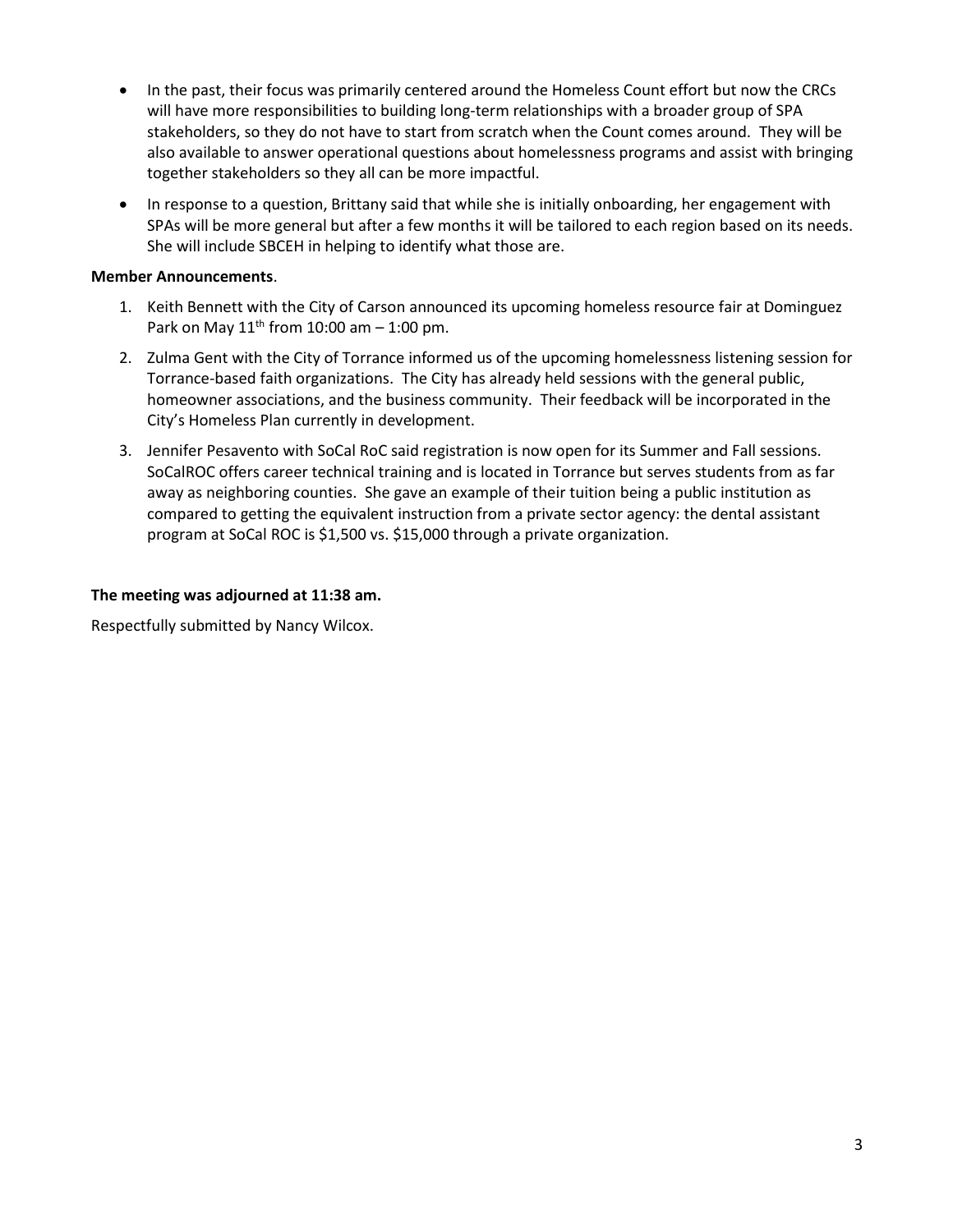- In the past, their focus was primarily centered around the Homeless Count effort but now the CRCs will have more responsibilities to building long-term relationships with a broader group of SPA stakeholders, so they do not have to start from scratch when the Count comes around. They will be also available to answer operational questions about homelessness programs and assist with bringing together stakeholders so they all can be more impactful.
- In response to a question, Brittany said that while she is initially onboarding, her engagement with SPAs will be more general but after a few months it will be tailored to each region based on its needs. She will include SBCEH in helping to identify what those are.

**Member Announcements**.

1. Keith Bennett with the City of Carson announced its upcoming homeless resource fair at Dominguez Park on May 11th from 10:00 am – 1:00 pm.
2. Zulma Gent with the City of Torrance informed us of the upcoming homelessness listening session for Torrance-based faith organizations. The City has already held sessions with the general public, homeowner associations, and the business community. Their feedback will be incorporated in the City's Homeless Plan currently in development.
3. Jennifer Pesavento with SoCal RoC said registration is now open for its Summer and Fall sessions. SoCalROC offers career technical training and is located in Torrance but serves students from as far away as neighboring counties. She gave an example of their tuition being a public institution as compared to getting the equivalent instruction from a private sector agency: the dental assistant program at SoCal ROC is $1,500 vs. $15,000 through a private organization.

**The meeting was adjourned at 11:38 am.**

Respectfully submitted by Nancy Wilcox.